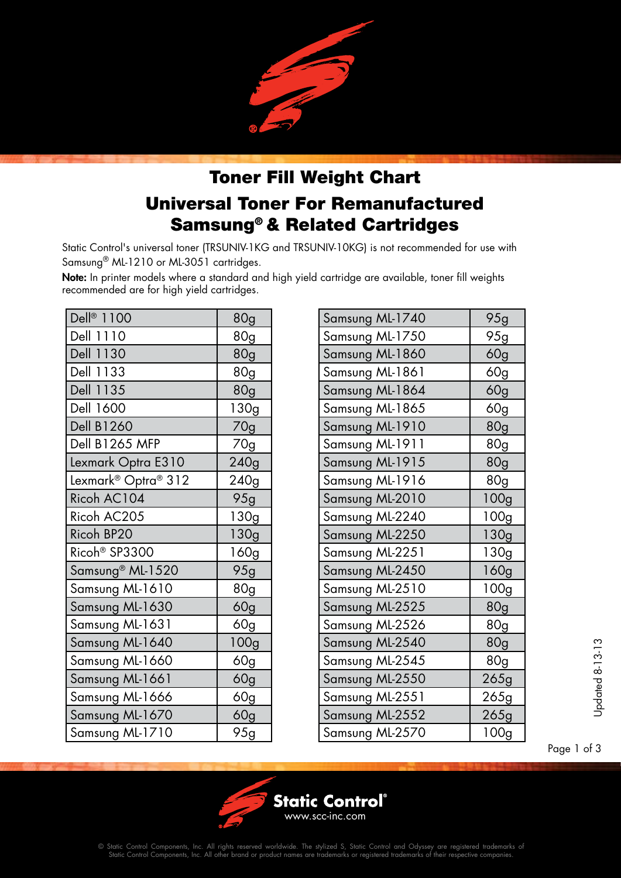# Toner Fill Weight Chart

## Universal Toner For Remanufactured Samsung® & Related Cartridges

Static Control's universal toner (TRSUNIV-1KG and TRSUNIV-10KG) is not recommended for use with Samsung® ML-1210 or ML-3051 cartridges.

**Note:** In printer models where a standard and high yield cartridge are available, toner fill weights recommended are for high yield cartridges.

| Model | Weight |
|---|---|
| Dell® 1100 | 80g |
| Dell 1110 | 80g |
| Dell 1130 | 80g |
| Dell 1133 | 80g |
| Dell 1135 | 80g |
| Dell 1600 | 130g |
| Dell B1260 | 70g |
| Dell B1265 MFP | 70g |
| Lexmark Optra E310 | 240g |
| Lexmark® Optra® 312 | 240g |
| Ricoh AC104 | 95g |
| Ricoh AC205 | 130g |
| Ricoh BP20 | 130g |
| Ricoh® SP3300 | 160g |
| Samsung® ML-1520 | 95g |
| Samsung ML-1610 | 80g |
| Samsung ML-1630 | 60g |
| Samsung ML-1631 | 60g |
| Samsung ML-1640 | 100g |
| Samsung ML-1660 | 60g |
| Samsung ML-1661 | 60g |
| Samsung ML-1666 | 60g |
| Samsung ML-1670 | 60g |
| Samsung ML-1710 | 95g |

| Model | Weight |
|---|---|
| Samsung ML-1740 | 95g |
| Samsung ML-1750 | 95g |
| Samsung ML-1860 | 60g |
| Samsung ML-1861 | 60g |
| Samsung ML-1864 | 60g |
| Samsung ML-1865 | 60g |
| Samsung ML-1910 | 80g |
| Samsung ML-1911 | 80g |
| Samsung ML-1915 | 80g |
| Samsung ML-1916 | 80g |
| Samsung ML-2010 | 100g |
| Samsung ML-2240 | 100g |
| Samsung ML-2250 | 130g |
| Samsung ML-2251 | 130g |
| Samsung ML-2450 | 160g |
| Samsung ML-2510 | 100g |
| Samsung ML-2525 | 80g |
| Samsung ML-2526 | 80g |
| Samsung ML-2540 | 80g |
| Samsung ML-2545 | 80g |
| Samsung ML-2550 | 265g |
| Samsung ML-2551 | 265g |
| Samsung ML-2552 | 265g |
| Samsung ML-2570 | 100g |

Updated 8-13-13

Static Control®
www.scc-inc.com

© Static Control Components, Inc. All rights reserved worldwide. The stylized S, Static Control and Odyssey are registered trademarks of Static Control Components, Inc. All other brand or product names are trademarks or registered trademarks of their respective companies.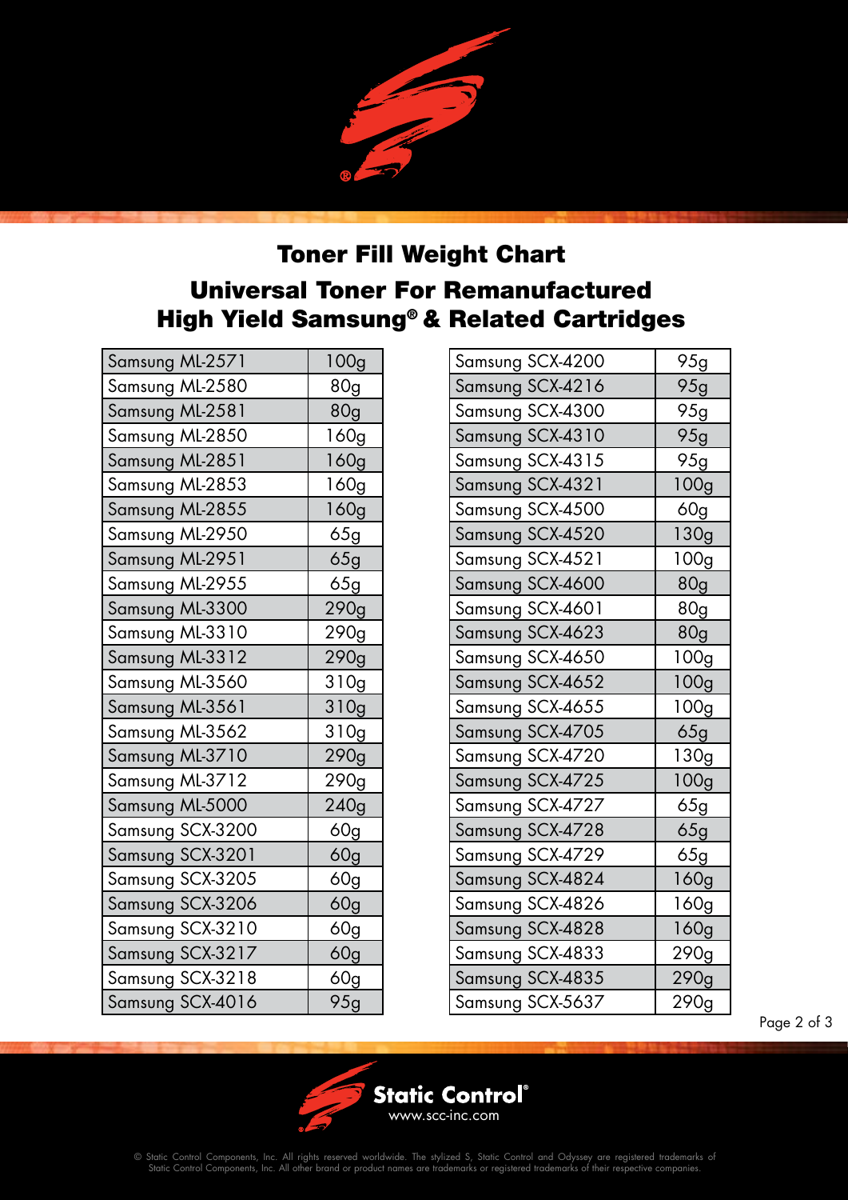# Toner Fill Weight Chart

## Universal Toner For Remanufactured High Yield Samsung® & Related Cartridges

| Cartridge | Fill Weight |
|---|---|
| Samsung ML-2571 | 100g |
| Samsung ML-2580 | 80g |
| Samsung ML-2581 | 80g |
| Samsung ML-2850 | 160g |
| Samsung ML-2851 | 160g |
| Samsung ML-2853 | 160g |
| Samsung ML-2855 | 160g |
| Samsung ML-2950 | 65g |
| Samsung ML-2951 | 65g |
| Samsung ML-2955 | 65g |
| Samsung ML-3300 | 290g |
| Samsung ML-3310 | 290g |
| Samsung ML-3312 | 290g |
| Samsung ML-3560 | 310g |
| Samsung ML-3561 | 310g |
| Samsung ML-3562 | 310g |
| Samsung ML-3710 | 290g |
| Samsung ML-3712 | 290g |
| Samsung ML-5000 | 240g |
| Samsung SCX-3200 | 60g |
| Samsung SCX-3201 | 60g |
| Samsung SCX-3205 | 60g |
| Samsung SCX-3206 | 60g |
| Samsung SCX-3210 | 60g |
| Samsung SCX-3217 | 60g |
| Samsung SCX-3218 | 60g |
| Samsung SCX-4016 | 95g |
| Samsung SCX-4200 | 95g |
| Samsung SCX-4216 | 95g |
| Samsung SCX-4300 | 95g |
| Samsung SCX-4310 | 95g |
| Samsung SCX-4315 | 95g |
| Samsung SCX-4321 | 100g |
| Samsung SCX-4500 | 60g |
| Samsung SCX-4520 | 130g |
| Samsung SCX-4521 | 100g |
| Samsung SCX-4600 | 80g |
| Samsung SCX-4601 | 80g |
| Samsung SCX-4623 | 80g |
| Samsung SCX-4650 | 100g |
| Samsung SCX-4652 | 100g |
| Samsung SCX-4655 | 100g |
| Samsung SCX-4705 | 65g |
| Samsung SCX-4720 | 130g |
| Samsung SCX-4725 | 100g |
| Samsung SCX-4727 | 65g |
| Samsung SCX-4728 | 65g |
| Samsung SCX-4729 | 65g |
| Samsung SCX-4824 | 160g |
| Samsung SCX-4826 | 160g |
| Samsung SCX-4828 | 160g |
| Samsung SCX-4833 | 290g |
| Samsung SCX-4835 | 290g |
| Samsung SCX-5637 | 290g |

Static Control®
www.scc-inc.com

© Static Control Components, Inc. All rights reserved worldwide. The stylized S, Static Control and Odyssey are registered trademarks of Static Control Components, Inc. All other brand or product names are trademarks or registered trademarks of their respective companies.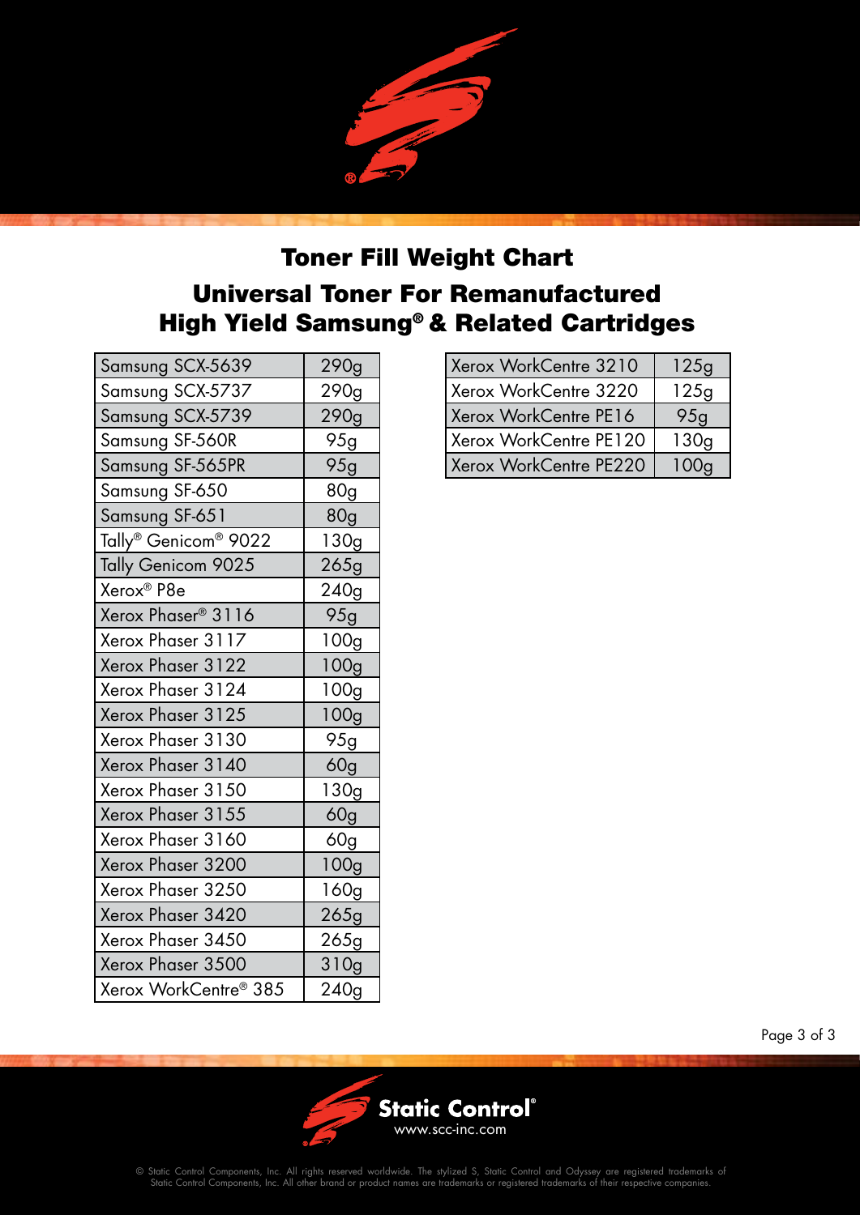# Toner Fill Weight Chart

## Universal Toner For Remanufactured High Yield Samsung® & Related Cartridges

| | |
|---|---|
| Samsung SCX-5639 | 290g |
| Samsung SCX-5737 | 290g |
| Samsung SCX-5739 | 290g |
| Samsung SF-560R | 95g |
| Samsung SF-565PR | 95g |
| Samsung SF-650 | 80g |
| Samsung SF-651 | 80g |
| Tally® Genicom® 9022 | 130g |
| Tally Genicom 9025 | 265g |
| Xerox® P8e | 240g |
| Xerox Phaser® 3116 | 95g |
| Xerox Phaser 3117 | 100g |
| Xerox Phaser 3122 | 100g |
| Xerox Phaser 3124 | 100g |
| Xerox Phaser 3125 | 100g |
| Xerox Phaser 3130 | 95g |
| Xerox Phaser 3140 | 60g |
| Xerox Phaser 3150 | 130g |
| Xerox Phaser 3155 | 60g |
| Xerox Phaser 3160 | 60g |
| Xerox Phaser 3200 | 100g |
| Xerox Phaser 3250 | 160g |
| Xerox Phaser 3420 | 265g |
| Xerox Phaser 3450 | 265g |
| Xerox Phaser 3500 | 310g |
| Xerox WorkCentre® 385 | 240g |
| Xerox WorkCentre 3210 | 125g |
| Xerox WorkCentre 3220 | 125g |
| Xerox WorkCentre PE16 | 95g |
| Xerox WorkCentre PE120 | 130g |
| Xerox WorkCentre PE220 | 100g |

Static Control®
www.scc-inc.com

© Static Control Components, Inc. All rights reserved worldwide. The stylized S, Static Control and Odyssey are registered trademarks of Static Control Components, Inc. All other brand or product names are trademarks or registered trademarks of their respective companies.